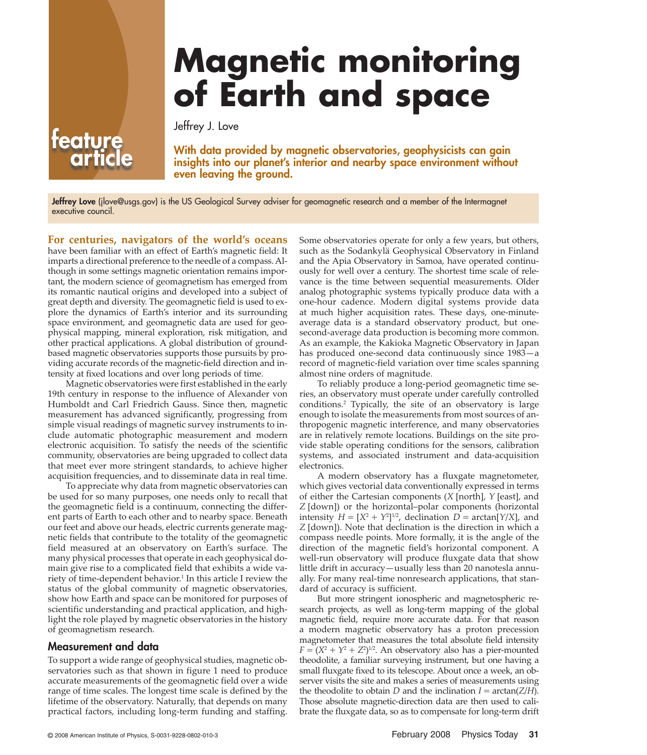# Magnetic monitoring of Earth and space

Jeffrey J. Love

**With data provided by magnetic observatories, geophysicists can gain insights into our planet's interior and nearby space environment without even leaving the ground.**

**Jeffrey Love** (jlove@usgs.gov) is the US Geological Survey adviser for geomagnetic research and a member of the Intermagnet executive council.

**For centuries, navigators of the world's oceans** have been familiar with an effect of Earth's magnetic field: It imparts a directional preference to the needle of a compass. Although in some settings magnetic orientation remains important, the modern science of geomagnetism has emerged from its romantic nautical origins and developed into a subject of great depth and diversity. The geomagnetic field is used to explore the dynamics of Earth's interior and its surrounding space environment, and geomagnetic data are used for geophysical mapping, mineral exploration, risk mitigation, and other practical applications. A global distribution of ground-based magnetic observatories supports those pursuits by providing accurate records of the magnetic-field direction and intensity at fixed locations and over long periods of time.

Magnetic observatories were first established in the early 19th century in response to the influence of Alexander von Humboldt and Carl Friedrich Gauss. Since then, magnetic measurement has advanced significantly, progressing from simple visual readings of magnetic survey instruments to include automatic photographic measurement and modern electronic acquisition. To satisfy the needs of the scientific community, observatories are being upgraded to collect data that meet ever more stringent standards, to achieve higher acquisition frequencies, and to disseminate data in real time.

To appreciate why data from magnetic observatories can be used for so many purposes, one needs only to recall that the geomagnetic field is a continuum, connecting the different parts of Earth to each other and to nearby space. Beneath our feet and above our heads, electric currents generate magnetic fields that contribute to the totality of the geomagnetic field measured at an observatory on Earth's surface. The many physical processes that operate in each geophysical domain give rise to a complicated field that exhibits a wide variety of time-dependent behavior.[1] In this article I review the status of the global community of magnetic observatories, show how Earth and space can be monitored for purposes of scientific understanding and practical application, and highlight the role played by magnetic observatories in the history of geomagnetism research.

## Measurement and data

To support a wide range of geophysical studies, magnetic observatories such as that shown in figure 1 need to produce accurate measurements of the geomagnetic field over a wide range of time scales. The longest time scale is defined by the lifetime of the observatory. Naturally, that depends on many practical factors, including long-term funding and staffing. Some observatories operate for only a few years, but others, such as the Sodankylä Geophysical Observatory in Finland and the Apia Observatory in Samoa, have operated continuously for well over a century. The shortest time scale of relevance is the time between sequential measurements. Older analog photographic systems typically produce data with a one-hour cadence. Modern digital systems provide data at much higher acquisition rates. These days, one-minute-average data is a standard observatory product, but one-second-average data production is becoming more common. As an example, the Kakioka Magnetic Observatory in Japan has produced one-second data continuously since 1983—a record of magnetic-field variation over time scales spanning almost nine orders of magnitude.

To reliably produce a long-period geomagnetic time series, an observatory must operate under carefully controlled conditions.[2] Typically, the site of an observatory is large enough to isolate the measurements from most sources of anthropogenic magnetic interference, and many observatories are in relatively remote locations. Buildings on the site provide stable operating conditions for the sensors, calibration systems, and associated instrument and data-acquisition electronics.

A modern observatory has a fluxgate magnetometer, which gives vectorial data conventionally expressed in terms of either the Cartesian components ($X$ [north], $Y$ [east], and $Z$ [down]) or the horizontal–polar components (horizontal intensity $H = [X^2 + Y^2]^{1/2}$, declination $D = \arctan[Y/X]$, and $Z$ [down]). Note that declination is the direction in which a compass needle points. More formally, it is the angle of the direction of the magnetic field's horizontal component. A well-run observatory will produce fluxgate data that show little drift in accuracy—usually less than 20 nanotesla annually. For many real-time nonresearch applications, that standard of accuracy is sufficient.

But more stringent ionospheric and magnetospheric research projects, as well as long-term mapping of the global magnetic field, require more accurate data. For that reason a modern magnetic observatory has a proton precession magnetometer that measures the total absolute field intensity $F = (X^2 + Y^2 + Z^2)^{1/2}$. An observatory also has a pier-mounted theodolite, a familiar surveying instrument, but one having a small fluxgate fixed to its telescope. About once a week, an observer visits the site and makes a series of measurements using the theodolite to obtain $D$ and the inclination $I = \arctan(Z/H)$. Those absolute magnetic-direction data are then used to calibrate the fluxgate data, so as to compensate for long-term drift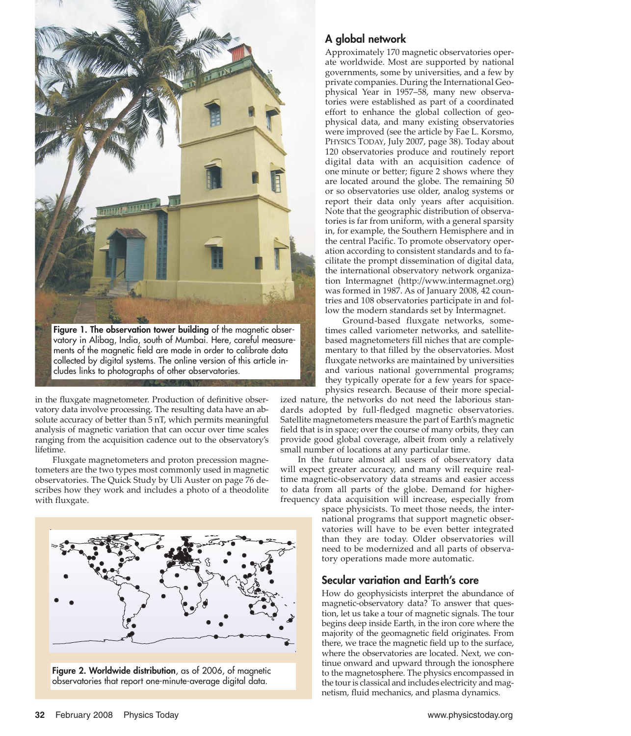Figure 1. **The observation tower building** of the magnetic observatory in Alibag, India, south of Mumbai. Here, careful measurements of the magnetic field are made in order to calibrate data collected by digital systems. The online version of this article includes links to photographs of other observatories.

in the fluxgate magnetometer. Production of definitive observatory data involve processing. The resulting data have an absolute accuracy of better than 5 nT, which permits meaningful analysis of magnetic variation that can occur over time scales ranging from the acquisition cadence out to the observatory's lifetime.

Fluxgate magnetometers and proton precession magnetometers are the two types most commonly used in magnetic observatories. The Quick Study by Uli Auster on page 76 describes how they work and includes a photo of a theodolite with fluxgate.

**Figure 2. Worldwide distribution**, as of 2006, of magnetic observatories that report one-minute-average digital data.

## A global network

Approximately 170 magnetic observatories operate worldwide. Most are supported by national governments, some by universities, and a few by private companies. During the International Geophysical Year in 1957–58, many new observatories were established as part of a coordinated effort to enhance the global collection of geophysical data, and many existing observatories were improved (see the article by Fae L. Korsmo, PHYSICS TODAY, July 2007, page 38). Today about 120 observatories produce and routinely report digital data with an acquisition cadence of one minute or better; figure 2 shows where they are located around the globe. The remaining 50 or so observatories use older, analog systems or report their data only years after acquisition. Note that the geographic distribution of observatories is far from uniform, with a general sparsity in, for example, the Southern Hemisphere and in the central Pacific. To promote observatory operation according to consistent standards and to facilitate the prompt dissemination of digital data, the international observatory network organization Intermagnet (http://www.intermagnet.org) was formed in 1987. As of January 2008, 42 countries and 108 observatories participate in and follow the modern standards set by Intermagnet.

Ground-based fluxgate networks, sometimes called variometer networks, and satellite-based magnetometers fill niches that are complementary to that filled by the observatories. Most fluxgate networks are maintained by universities and various national governmental programs; they typically operate for a few years for space-physics research. Because of their more specialized nature, the networks do not need the laborious standards adopted by full-fledged magnetic observatories. Satellite magnetometers measure the part of Earth's magnetic field that is in space; over the course of many orbits, they can provide good global coverage, albeit from only a relatively small number of locations at any particular time.

In the future almost all users of observatory data will expect greater accuracy, and many will require real-time magnetic-observatory data streams and easier access to data from all parts of the globe. Demand for higher-frequency data acquisition will increase, especially from space physicists. To meet those needs, the international programs that support magnetic observatories will have to be even better integrated than they are today. Older observatories will need to be modernized and all parts of observatory operations made more automatic.

## Secular variation and Earth's core

How do geophysicists interpret the abundance of magnetic-observatory data? To answer that question, let us take a tour of magnetic signals. The tour begins deep inside Earth, in the iron core where the majority of the geomagnetic field originates. From there, we trace the magnetic field up to the surface, where the observatories are located. Next, we continue onward and upward through the ionosphere to the magnetosphere. The physics encompassed in the tour is classical and includes electricity and magnetism, fluid mechanics, and plasma dynamics.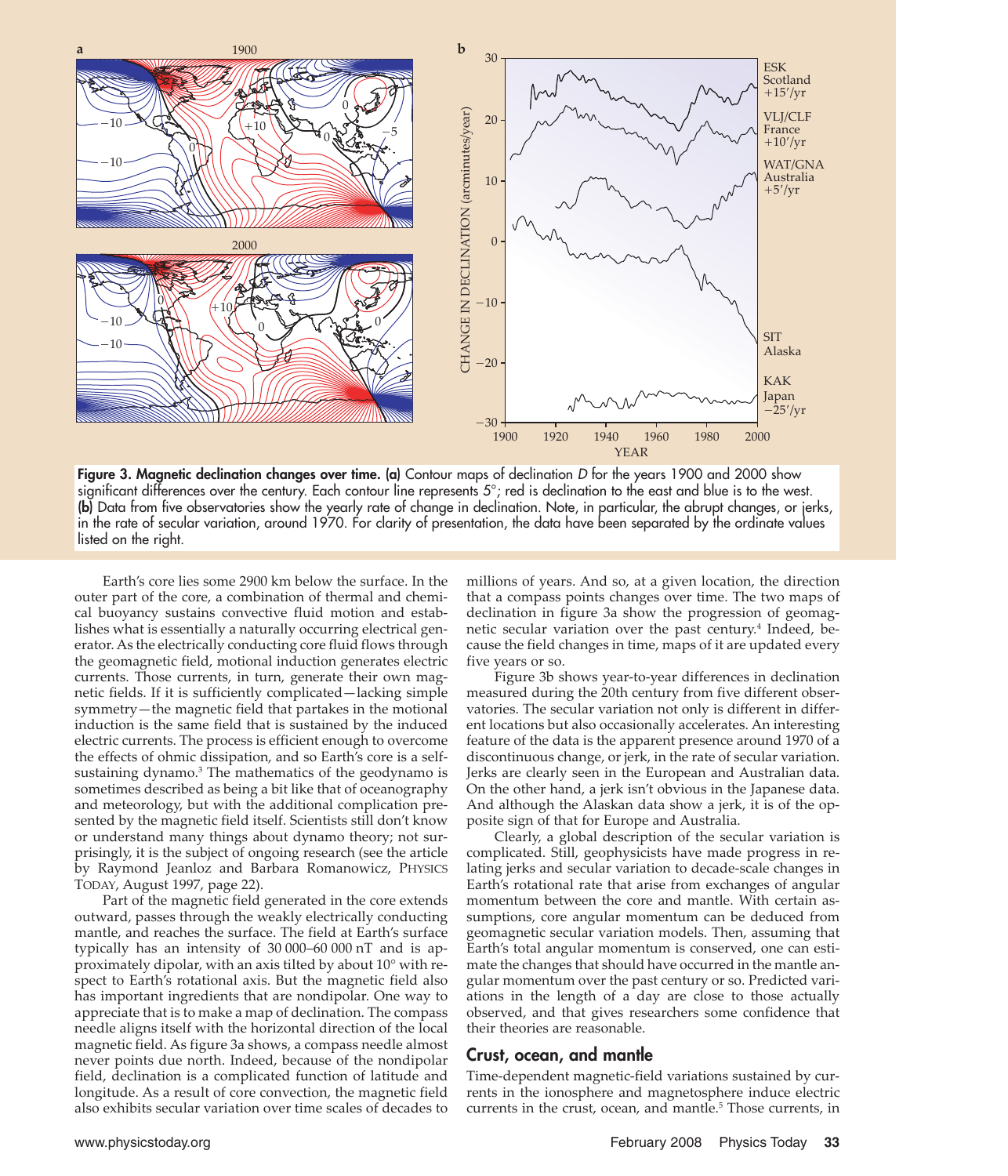**Figure 3. Magnetic declination changes over time.** **(a)** Contour maps of declination $D$ for the years 1900 and 2000 show significant differences over the century. Each contour line represents 5°; red is declination to the east and blue is to the west. **(b)** Data from five observatories show the yearly rate of change in declination. Note, in particular, the abrupt changes, or jerks, in the rate of secular variation, around 1970. For clarity of presentation, the data have been separated by the ordinate values listed on the right.

Earth's core lies some 2900 km below the surface. In the outer part of the core, a combination of thermal and chemical buoyancy sustains convective fluid motion and establishes what is essentially a naturally occurring electrical generator. As the electrically conducting core fluid flows through the geomagnetic field, motional induction generates electric currents. Those currents, in turn, generate their own magnetic fields. If it is sufficiently complicated—lacking simple symmetry—the magnetic field that partakes in the motional induction is the same field that is sustained by the induced electric currents. The process is efficient enough to overcome the effects of ohmic dissipation, and so Earth's core is a self-sustaining dynamo.[3] The mathematics of the geodynamo is sometimes described as being a bit like that of oceanography and meteorology, but with the additional complication presented by the magnetic field itself. Scientists still don't know or understand many things about dynamo theory; not surprisingly, it is the subject of ongoing research (see the article by Raymond Jeanloz and Barbara Romanowicz, PHYSICS TODAY, August 1997, page 22).

Part of the magnetic field generated in the core extends outward, passes through the weakly electrically conducting mantle, and reaches the surface. The field at Earth's surface typically has an intensity of 30 000–60 000 nT and is approximately dipolar, with an axis tilted by about 10° with respect to Earth's rotational axis. But the magnetic field also has important ingredients that are nondipolar. One way to appreciate that is to make a map of declination. The compass needle aligns itself with the horizontal direction of the local magnetic field. As figure 3a shows, a compass needle almost never points due north. Indeed, because of the nondipolar field, declination is a complicated function of latitude and longitude. As a result of core convection, the magnetic field also exhibits secular variation over time scales of decades to millions of years. And so, at a given location, the direction that a compass points changes over time. The two maps of declination in figure 3a show the progression of geomagnetic secular variation over the past century.[4] Indeed, because the field changes in time, maps of it are updated every five years or so.

Figure 3b shows year-to-year differences in declination measured during the 20th century from five different observatories. The secular variation not only is different in different locations but also occasionally accelerates. An interesting feature of the data is the apparent presence around 1970 of a discontinuous change, or jerk, in the rate of secular variation. Jerks are clearly seen in the European and Australian data. On the other hand, a jerk isn't obvious in the Japanese data. And although the Alaskan data show a jerk, it is of the opposite sign of that for Europe and Australia.

Clearly, a global description of the secular variation is complicated. Still, geophysicists have made progress in relating jerks and secular variation to decade-scale changes in Earth's rotational rate that arise from exchanges of angular momentum between the core and mantle. With certain assumptions, core angular momentum can be deduced from geomagnetic secular variation models. Then, assuming that Earth's total angular momentum is conserved, one can estimate the changes that should have occurred in the mantle angular momentum over the past century or so. Predicted variations in the length of a day are close to those actually observed, and that gives researchers some confidence that their theories are reasonable.

## Crust, ocean, and mantle

Time-dependent magnetic-field variations sustained by currents in the ionosphere and magnetosphere induce electric currents in the crust, ocean, and mantle.[5] Those currents, in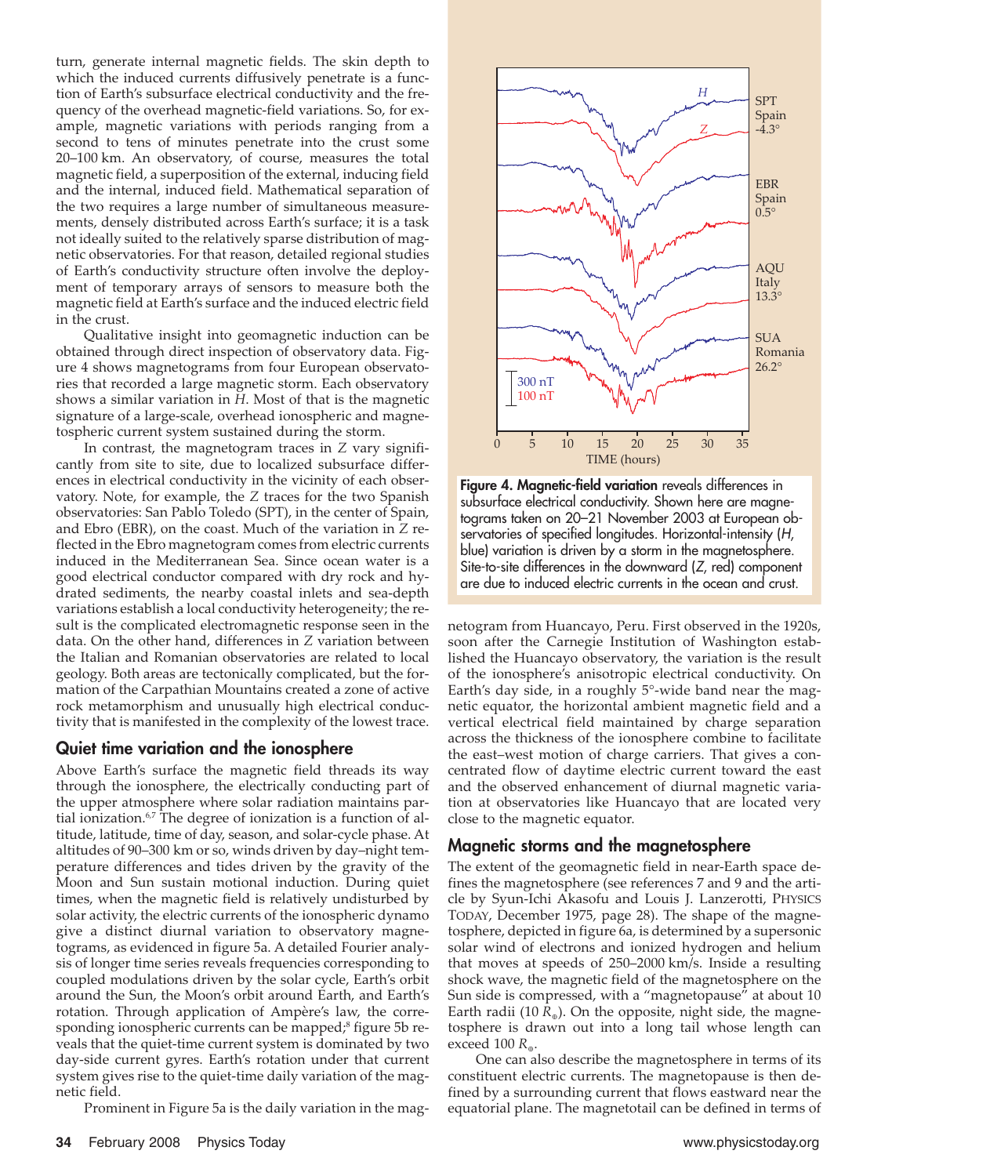turn, generate internal magnetic fields. The skin depth to which the induced currents diffusively penetrate is a function of Earth's subsurface electrical conductivity and the frequency of the overhead magnetic-field variations. So, for example, magnetic variations with periods ranging from a second to tens of minutes penetrate into the crust some 20–100 km. An observatory, of course, measures the total magnetic field, a superposition of the external, inducing field and the internal, induced field. Mathematical separation of the two requires a large number of simultaneous measurements, densely distributed across Earth's surface; it is a task not ideally suited to the relatively sparse distribution of magnetic observatories. For that reason, detailed regional studies of Earth's conductivity structure often involve the deployment of temporary arrays of sensors to measure both the magnetic field at Earth's surface and the induced electric field in the crust.

Qualitative insight into geomagnetic induction can be obtained through direct inspection of observatory data. Figure 4 shows magnetograms from four European observatories that recorded a large magnetic storm. Each observatory shows a similar variation in *H*. Most of that is the magnetic signature of a large-scale, overhead ionospheric and magnetospheric current system sustained during the storm.

In contrast, the magnetogram traces in *Z* vary significantly from site to site, due to localized subsurface differences in electrical conductivity in the vicinity of each observatory. Note, for example, the *Z* traces for the two Spanish observatories: San Pablo Toledo (SPT), in the center of Spain, and Ebro (EBR), on the coast. Much of the variation in *Z* reflected in the Ebro magnetogram comes from electric currents induced in the Mediterranean Sea. Since ocean water is a good electrical conductor compared with dry rock and hydrated sediments, the nearby coastal inlets and sea-depth variations establish a local conductivity heterogeneity; the result is the complicated electromagnetic response seen in the data. On the other hand, differences in *Z* variation between the Italian and Romanian observatories are related to local geology. Both areas are tectonically complicated, but the formation of the Carpathian Mountains created a zone of active rock metamorphism and unusually high electrical conductivity that is manifested in the complexity of the lowest trace.

**Figure 4. Magnetic-field variation** reveals differences in subsurface electrical conductivity. Shown here are magnetograms taken on 20–21 November 2003 at European observatories of specified longitudes. Horizontal-intensity (*H*, blue) variation is driven by a storm in the magnetosphere. Site-to-site differences in the downward (*Z*, red) component are due to induced electric currents in the ocean and crust.

## Quiet time variation and the ionosphere

Above Earth's surface the magnetic field threads its way through the ionosphere, the electrically conducting part of the upper atmosphere where solar radiation maintains partial ionization.[6,7] The degree of ionization is a function of altitude, latitude, time of day, season, and solar-cycle phase. At altitudes of 90–300 km or so, winds driven by day–night temperature differences and tides driven by the gravity of the Moon and Sun sustain motional induction. During quiet times, when the magnetic field is relatively undisturbed by solar activity, the electric currents of the ionospheric dynamo give a distinct diurnal variation to observatory magnetograms, as evidenced in figure 5a. A detailed Fourier analysis of longer time series reveals frequencies corresponding to coupled modulations driven by the solar cycle, Earth's orbit around the Sun, the Moon's orbit around Earth, and Earth's rotation. Through application of Ampère's law, the corresponding ionospheric currents can be mapped;[8] figure 5b reveals that the quiet-time current system is dominated by two day-side current gyres. Earth's rotation under that current system gives rise to the quiet-time daily variation of the magnetic field.

Prominent in Figure 5a is the daily variation in the magnetogram from Huancayo, Peru. First observed in the 1920s, soon after the Carnegie Institution of Washington established the Huancayo observatory, the variation is the result of the ionosphere's anisotropic electrical conductivity. On Earth's day side, in a roughly 5°-wide band near the magnetic equator, the horizontal ambient magnetic field and a vertical electrical field maintained by charge separation across the thickness of the ionosphere combine to facilitate the east–west motion of charge carriers. That gives a concentrated flow of daytime electric current toward the east and the observed enhancement of diurnal magnetic variation at observatories like Huancayo that are located very close to the magnetic equator.

## Magnetic storms and the magnetosphere

The extent of the geomagnetic field in near-Earth space defines the magnetosphere (see references 7 and 9 and the article by Syun-Ichi Akasofu and Louis J. Lanzerotti, PHYSICS TODAY, December 1975, page 28). The shape of the magnetosphere, depicted in figure 6a, is determined by a supersonic solar wind of electrons and ionized hydrogen and helium that moves at speeds of 250–2000 km/s. Inside a resulting shock wave, the magnetic field of the magnetosphere on the Sun side is compressed, with a "magnetopause" at about 10 Earth radii (10 $R_\oplus$). On the opposite, night side, the magnetosphere is drawn out into a long tail whose length can exceed 100 $R_\oplus$.

One can also describe the magnetosphere in terms of its constituent electric currents. The magnetopause is then defined by a surrounding current that flows eastward near the equatorial plane. The magnetotail can be defined in terms of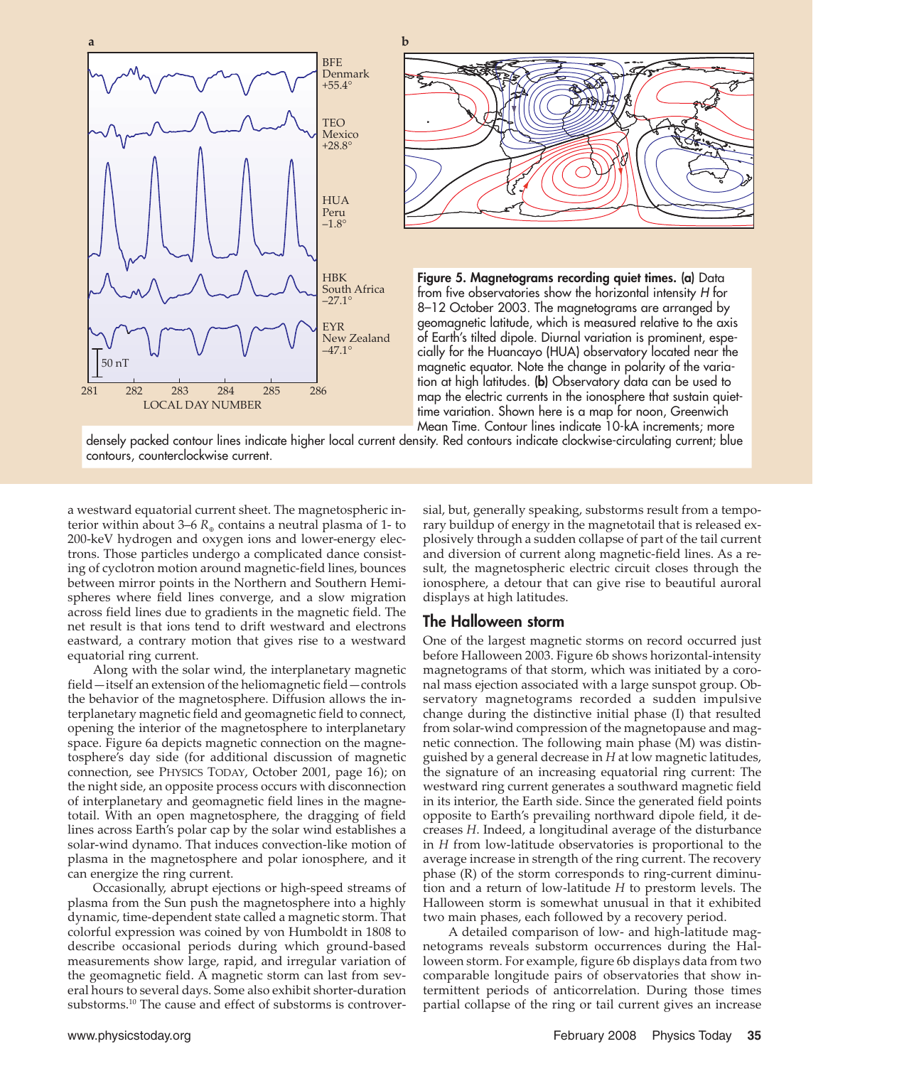Figure 5. Magnetograms recording quiet times. (a) Data from five observatories show the horizontal intensity $H$ for 8–12 October 2003. The magnetograms are arranged by geomagnetic latitude, which is measured relative to the axis of Earth's tilted dipole. Diurnal variation is prominent, especially for the Huancayo (HUA) observatory located near the magnetic equator. Note the change in polarity of the variation at high latitudes. (b) Observatory data can be used to map the electric currents in the ionosphere that sustain quiet-time variation. Shown here is a map for noon, Greenwich Mean Time. Contour lines indicate 10-kA increments; more densely packed contour lines indicate higher local current density. Red contours indicate clockwise-circulating current; blue contours, counterclockwise current.

a westward equatorial current sheet. The magnetospheric interior within about 3–6 $R_\oplus$ contains a neutral plasma of 1- to 200-keV hydrogen and oxygen ions and lower-energy electrons. Those particles undergo a complicated dance consisting of cyclotron motion around magnetic-field lines, bounces between mirror points in the Northern and Southern Hemispheres where field lines converge, and a slow migration across field lines due to gradients in the magnetic field. The net result is that ions tend to drift westward and electrons eastward, a contrary motion that gives rise to a westward equatorial ring current.

Along with the solar wind, the interplanetary magnetic field—itself an extension of the heliomagnetic field—controls the behavior of the magnetosphere. Diffusion allows the interplanetary magnetic field and geomagnetic field to connect, opening the interior of the magnetosphere to interplanetary space. Figure 6a depicts magnetic connection on the magnetosphere's day side (for additional discussion of magnetic connection, see PHYSICS TODAY, October 2001, page 16); on the night side, an opposite process occurs with disconnection of interplanetary and geomagnetic field lines in the magnetotail. With an open magnetosphere, the dragging of field lines across Earth's polar cap by the solar wind establishes a solar-wind dynamo. That induces convection-like motion of plasma in the magnetosphere and polar ionosphere, and it can energize the ring current.

Occasionally, abrupt ejections or high-speed streams of plasma from the Sun push the magnetosphere into a highly dynamic, time-dependent state called a magnetic storm. That colorful expression was coined by von Humboldt in 1808 to describe occasional periods during which ground-based measurements show large, rapid, and irregular variation of the geomagnetic field. A magnetic storm can last from several hours to several days. Some also exhibit shorter-duration substorms.[10] The cause and effect of substorms is controversial, but, generally speaking, substorms result from a temporary buildup of energy in the magnetotail that is released explosively through a sudden collapse of part of the tail current and diversion of current along magnetic-field lines. As a result, the magnetospheric electric circuit closes through the ionosphere, a detour that can give rise to beautiful auroral displays at high latitudes.

## The Halloween storm

One of the largest magnetic storms on record occurred just before Halloween 2003. Figure 6b shows horizontal-intensity magnetograms of that storm, which was initiated by a coronal mass ejection associated with a large sunspot group. Observatory magnetograms recorded a sudden impulsive change during the distinctive initial phase (I) that resulted from solar-wind compression of the magnetopause and magnetic connection. The following main phase (M) was distinguished by a general decrease in $H$ at low magnetic latitudes, the signature of an increasing equatorial ring current: The westward ring current generates a southward magnetic field in its interior, the Earth side. Since the generated field points opposite to Earth's prevailing northward dipole field, it decreases $H$. Indeed, a longitudinal average of the disturbance in $H$ from low-latitude observatories is proportional to the average increase in strength of the ring current. The recovery phase (R) of the storm corresponds to ring-current diminution and a return of low-latitude $H$ to prestorm levels. The Halloween storm is somewhat unusual in that it exhibited two main phases, each followed by a recovery period.

A detailed comparison of low- and high-latitude magnetograms reveals substorm occurrences during the Halloween storm. For example, figure 6b displays data from two comparable longitude pairs of observatories that show intermittent periods of anticorrelation. During those times partial collapse of the ring or tail current gives an increase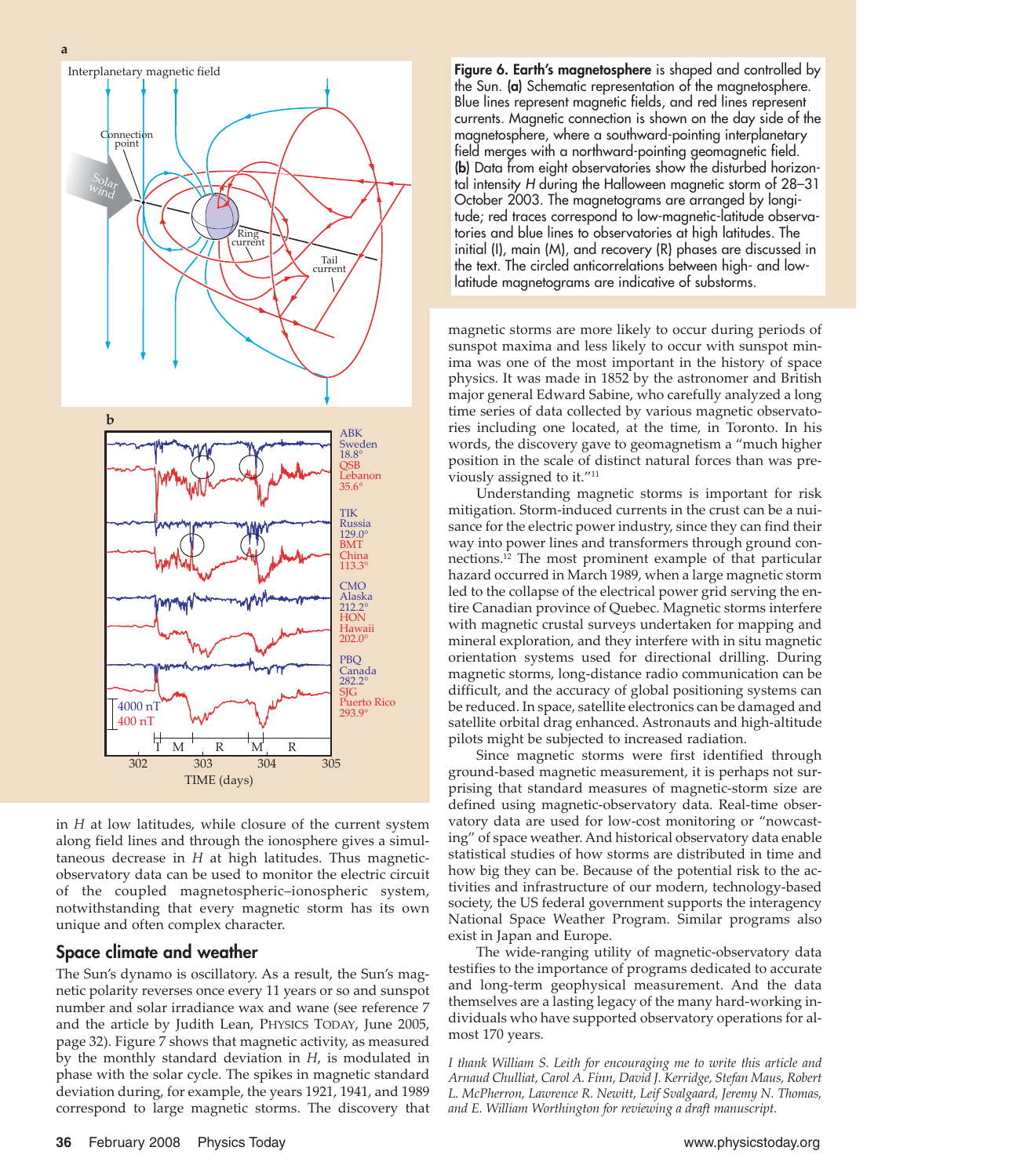**Figure 6. Earth's magnetosphere** is shaped and controlled by the Sun. **(a)** Schematic representation of the magnetosphere. Blue lines represent magnetic fields, and red lines represent currents. Magnetic connection is shown on the day side of the magnetosphere, where a southward-pointing interplanetary field merges with a northward-pointing geomagnetic field. **(b)** Data from eight observatories show the disturbed horizontal intensity *H* during the Halloween magnetic storm of 28–31 October 2003. The magnetograms are arranged by longitude; red traces correspond to low-magnetic-latitude observatories and blue lines to observatories at high latitudes. The initial (I), main (M), and recovery (R) phases are discussed in the text. The circled anticorrelations between high- and low-latitude magnetograms are indicative of substorms.

in *H* at low latitudes, while closure of the current system along field lines and through the ionosphere gives a simultaneous decrease in *H* at high latitudes. Thus magnetic-observatory data can be used to monitor the electric circuit of the coupled magnetospheric–ionospheric system, notwithstanding that every magnetic storm has its own unique and often complex character.

## Space climate and weather

The Sun's dynamo is oscillatory. As a result, the Sun's magnetic polarity reverses once every 11 years or so and sunspot number and solar irradiance wax and wane (see reference 7 and the article by Judith Lean, PHYSICS TODAY, June 2005, page 32). Figure 7 shows that magnetic activity, as measured by the monthly standard deviation in *H*, is modulated in phase with the solar cycle. The spikes in magnetic standard deviation during, for example, the years 1921, 1941, and 1989 correspond to large magnetic storms. The discovery that magnetic storms are more likely to occur during periods of sunspot maxima and less likely to occur with sunspot minima was one of the most important in the history of space physics. It was made in 1852 by the astronomer and British major general Edward Sabine, who carefully analyzed a long time series of data collected by various magnetic observatories including one located, at the time, in Toronto. In his words, the discovery gave to geomagnetism a "much higher position in the scale of distinct natural forces than was previously assigned to it."[11]

Understanding magnetic storms is important for risk mitigation. Storm-induced currents in the crust can be a nuisance for the electric power industry, since they can find their way into power lines and transformers through ground connections.[12] The most prominent example of that particular hazard occurred in March 1989, when a large magnetic storm led to the collapse of the electrical power grid serving the entire Canadian province of Quebec. Magnetic storms interfere with magnetic crustal surveys undertaken for mapping and mineral exploration, and they interfere with in situ magnetic orientation systems used for directional drilling. During magnetic storms, long-distance radio communication can be difficult, and the accuracy of global positioning systems can be reduced. In space, satellite electronics can be damaged and satellite orbital drag enhanced. Astronauts and high-altitude pilots might be subjected to increased radiation.

Since magnetic storms were first identified through ground-based magnetic measurement, it is perhaps not surprising that standard measures of magnetic-storm size are defined using magnetic-observatory data. Real-time observatory data are used for low-cost monitoring or "nowcasting" of space weather. And historical observatory data enable statistical studies of how storms are distributed in time and how big they can be. Because of the potential risk to the activities and infrastructure of our modern, technology-based society, the US federal government supports the interagency National Space Weather Program. Similar programs also exist in Japan and Europe.

The wide-ranging utility of magnetic-observatory data testifies to the importance of programs dedicated to accurate and long-term geophysical measurement. And the data themselves are a lasting legacy of the many hard-working individuals who have supported observatory operations for almost 170 years.

*I thank William S. Leith for encouraging me to write this article and Arnaud Chulliat, Carol A. Finn, David J. Kerridge, Stefan Maus, Robert L. McPherron, Lawrence R. Newitt, Leif Svalgaard, Jeremy N. Thomas, and E. William Worthington for reviewing a draft manuscript.*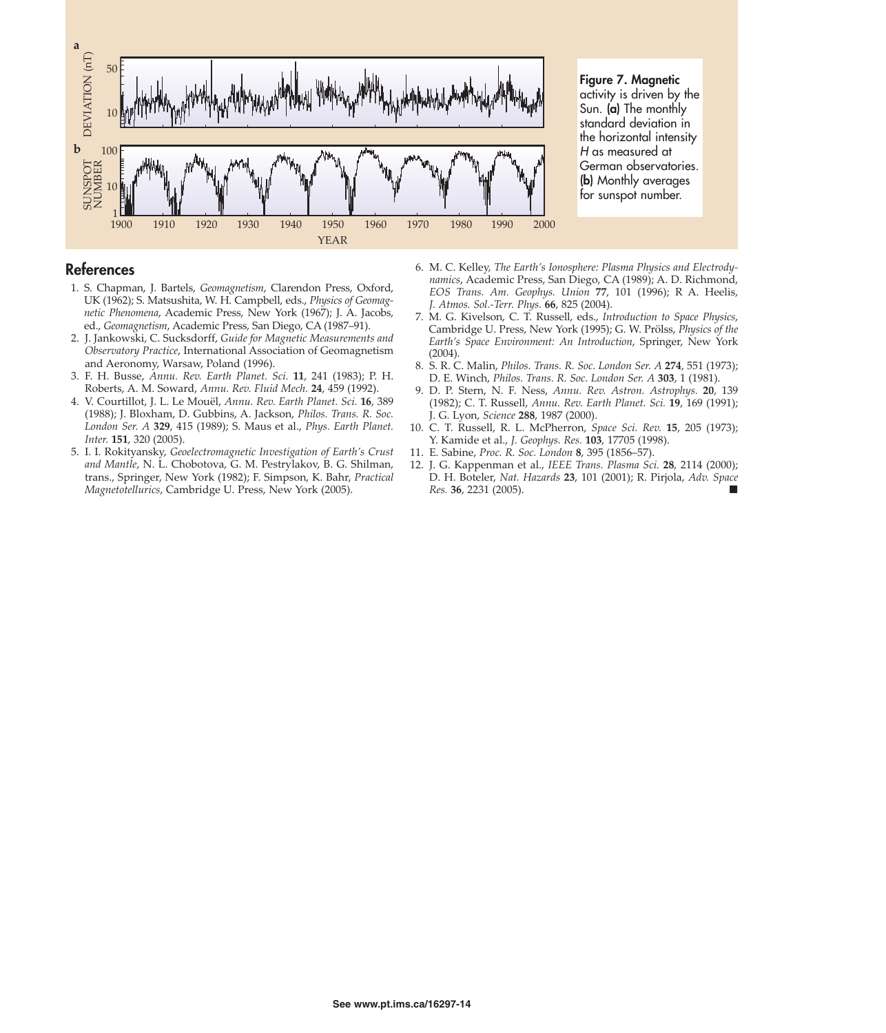a

DEVIATION (nT)

50

10

b

SUNSPOT NUMBER

100

10

1

1900 1910 1920 1930 1940 1950 1960 1970 1980 1990 2000

YEAR

**Figure 7. Magnetic** activity is driven by the Sun. **(a)** The monthly standard deviation in the horizontal intensity *H* as measured at German observatories. **(b)** Monthly averages for sunspot number.

## References

1. S. Chapman, J. Bartels, *Geomagnetism*, Clarendon Press, Oxford, UK (1962); S. Matsushita, W. H. Campbell, eds., *Physics of Geomagnetic Phenomena*, Academic Press, New York (1967); J. A. Jacobs, ed., *Geomagnetism*, Academic Press, San Diego, CA (1987–91).
2. J. Jankowski, C. Sucksdorff, *Guide for Magnetic Measurements and Observatory Practice*, International Association of Geomagnetism and Aeronomy, Warsaw, Poland (1996).
3. F. H. Busse, *Annu. Rev. Earth Planet. Sci.* **11**, 241 (1983); P. H. Roberts, A. M. Soward, *Annu. Rev. Fluid Mech.* **24**, 459 (1992).
4. V. Courtillot, J. L. Le Mouël, *Annu. Rev. Earth Planet. Sci.* **16**, 389 (1988); J. Bloxham, D. Gubbins, A. Jackson, *Philos. Trans. R. Soc. London Ser. A* **329**, 415 (1989); S. Maus et al., *Phys. Earth Planet. Inter.* **151**, 320 (2005).
5. I. I. Rokityansky, *Geoelectromagnetic Investigation of Earth's Crust and Mantle*, N. L. Chobotova, G. M. Pestrylakov, B. G. Shilman, trans., Springer, New York (1982); F. Simpson, K. Bahr, *Practical Magnetotellurics*, Cambridge U. Press, New York (2005).
6. M. C. Kelley, *The Earth's Ionosphere: Plasma Physics and Electrodynamics*, Academic Press, San Diego, CA (1989); A. D. Richmond, *EOS Trans. Am. Geophys. Union* **77**, 101 (1996); R A. Heelis, *J. Atmos. Sol.-Terr. Phys.* **66**, 825 (2004).
7. M. G. Kivelson, C. T. Russell, eds., *Introduction to Space Physics*, Cambridge U. Press, New York (1995); G. W. Prölss, *Physics of the Earth's Space Environment: An Introduction*, Springer, New York (2004).
8. S. R. C. Malin, *Philos. Trans. R. Soc. London Ser. A* **274**, 551 (1973); D. E. Winch, *Philos. Trans. R. Soc. London Ser. A* **303**, 1 (1981).
9. D. P. Stern, N. F. Ness, *Annu. Rev. Astron. Astrophys.* **20**, 139 (1982); C. T. Russell, *Annu. Rev. Earth Planet. Sci.* **19**, 169 (1991); J. G. Lyon, *Science* **288**, 1987 (2000).
10. C. T. Russell, R. L. McPherron, *Space Sci. Rev.* **15**, 205 (1973); Y. Kamide et al., *J. Geophys. Res.* **103**, 17705 (1998).
11. E. Sabine, *Proc. R. Soc. London* **8**, 395 (1856–57).
12. J. G. Kappenman et al., *IEEE Trans. Plasma Sci.* **28**, 2114 (2000); D. H. Boteler, *Nat. Hazards* **23**, 101 (2001); R. Pirjola, *Adv. Space Res.* **36**, 2231 (2005). ■

**See www.pt.ims.ca/16297-14**